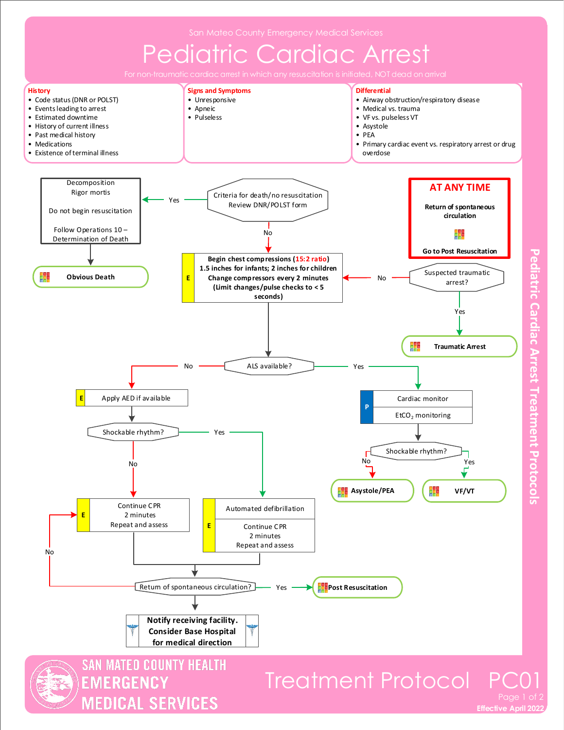San Mateo County Emergency Medical Services

# Pediatric Cardiac Arrest

For non-traumatic cardiac arrest in which any resuscitation is initiated, NOT dead on arrival

**History**
- Code status (DNR or POLST)
- Events leading to arrest
- Estimated downtime
- History of current illness
- Past medical history
- Medications
- Existence of terminal illness

**Signs and Symptoms**
- Unresponsive
- Apneic
- Pulseless

**Differential**
- Airway obstruction/respiratory disease
- Medical vs. trauma
- VF vs. pulseless VT
- Asystole
- PEA
- Primary cardiac event vs. respiratory arrest or drug overdose

**AT ANY TIME**

**Return of spontaneous circulation**

**Go to Post Resuscitation**

Criteria for death/no resuscitation
Review DNR/POLST form

- Yes → Decomposition; Rigor mortis; Do not begin resuscitation; Follow Operations 10 – Determination of Death → **Obvious Death**
- No → **E** — **Begin chest compressions (15:2 ratio); 1.5 inches for infants; 2 inches for children; Change compressors every 2 minutes (Limit changes/pulse checks to < 5 seconds)**

Suspected traumatic arrest?
- Yes → **Traumatic Arrest**
- No → Begin chest compressions

ALS available?

- No → **E** — Apply AED if available → Shockable rhythm?
  - Yes → **E** — Automated defibrillation; Continue CPR 2 minutes; Repeat and assess
  - No → **E** — Continue CPR 2 minutes; Repeat and assess
  - → Return of spontaneous circulation?
    - Yes → **Post Resuscitation**
    - No → Continue CPR 2 minutes; Repeat and assess
    - → **Notify receiving facility. Consider Base Hospital for medical direction**
- Yes → **P** — Cardiac monitor; $EtCO_2$ monitoring → Shockable rhythm?
  - No → **Asystole/PEA**
  - Yes → **VF/VT**

Pediatric Cardiac Arrest Treatment Protocols

Treatment Protocol PC01

Effective April 2022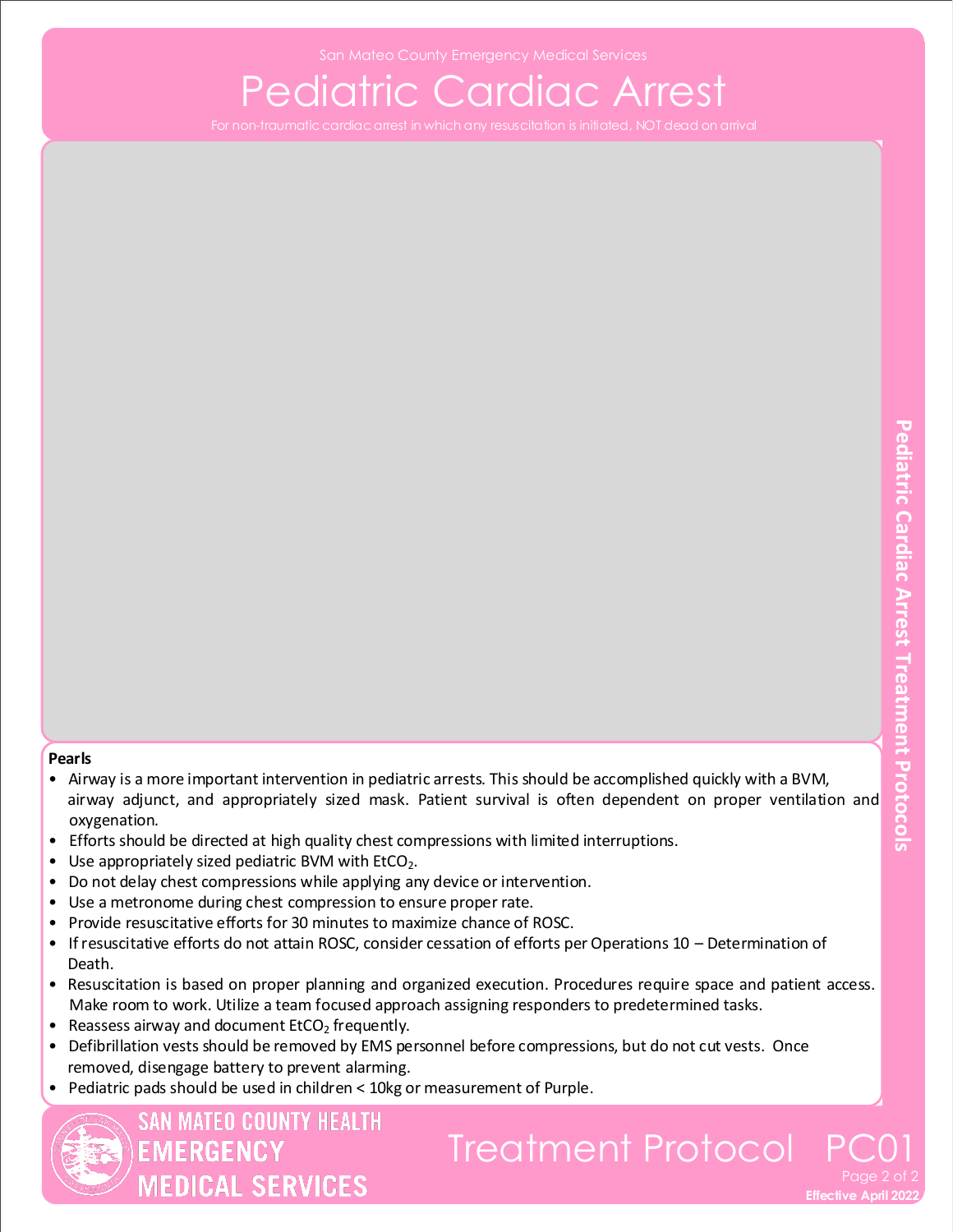San Mateo County Emergency Medical Services

# Pediatric Cardiac Arrest

For non-traumatic cardiac arrest in which any resuscitation is initiated, NOT dead on arrival

**Pearls**

- Airway is a more important intervention in pediatric arrests. This should be accomplished quickly with a BVM, airway adjunct, and appropriately sized mask. Patient survival is often dependent on proper ventilation and oxygenation.
- Efforts should be directed at high quality chest compressions with limited interruptions.
- Use appropriately sized pediatric BVM with $EtCO_2$.
- Do not delay chest compressions while applying any device or intervention.
- Use a metronome during chest compression to ensure proper rate.
- Provide resuscitative efforts for 30 minutes to maximize chance of ROSC.
- If resuscitative efforts do not attain ROSC, consider cessation of efforts per Operations 10 – Determination of Death.
- Resuscitation is based on proper planning and organized execution. Procedures require space and patient access. Make room to work. Utilize a team focused approach assigning responders to predetermined tasks.
- Reassess airway and document $EtCO_2$ frequently.
- Defibrillation vests should be removed by EMS personnel before compressions, but do not cut vests. Once removed, disengage battery to prevent alarming.
- Pediatric pads should be used in children < 10kg or measurement of Purple.

Pediatric Cardiac Arrest Treatment Protocols

SAN MATEO COUNTY HEALTH EMERGENCY MEDICAL SERVICES

Treatment Protocol PC01

Effective April 2022